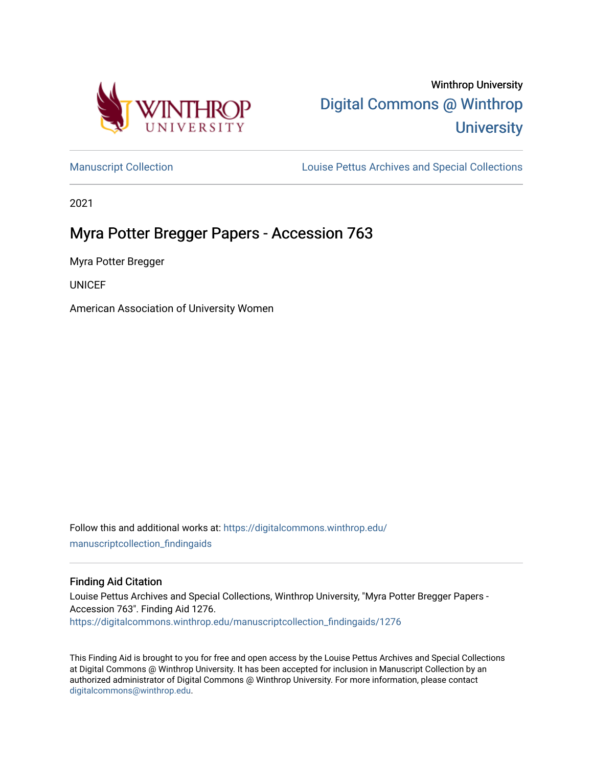Winthrop University

Digital Commons @ Winthrop University

Manuscript Collection

Louise Pettus Archives and Special Collections

2021

# Myra Potter Bregger Papers - Accession 763

Myra Potter Bregger

UNICEF

American Association of University Women

Follow this and additional works at: https://digitalcommons.winthrop.edu/manuscriptcollection_findingaids

### Finding Aid Citation

Louise Pettus Archives and Special Collections, Winthrop University, "Myra Potter Bregger Papers - Accession 763". Finding Aid 1276.
https://digitalcommons.winthrop.edu/manuscriptcollection_findingaids/1276

This Finding Aid is brought to you for free and open access by the Louise Pettus Archives and Special Collections at Digital Commons @ Winthrop University. It has been accepted for inclusion in Manuscript Collection by an authorized administrator of Digital Commons @ Winthrop University. For more information, please contact digitalcommons@winthrop.edu.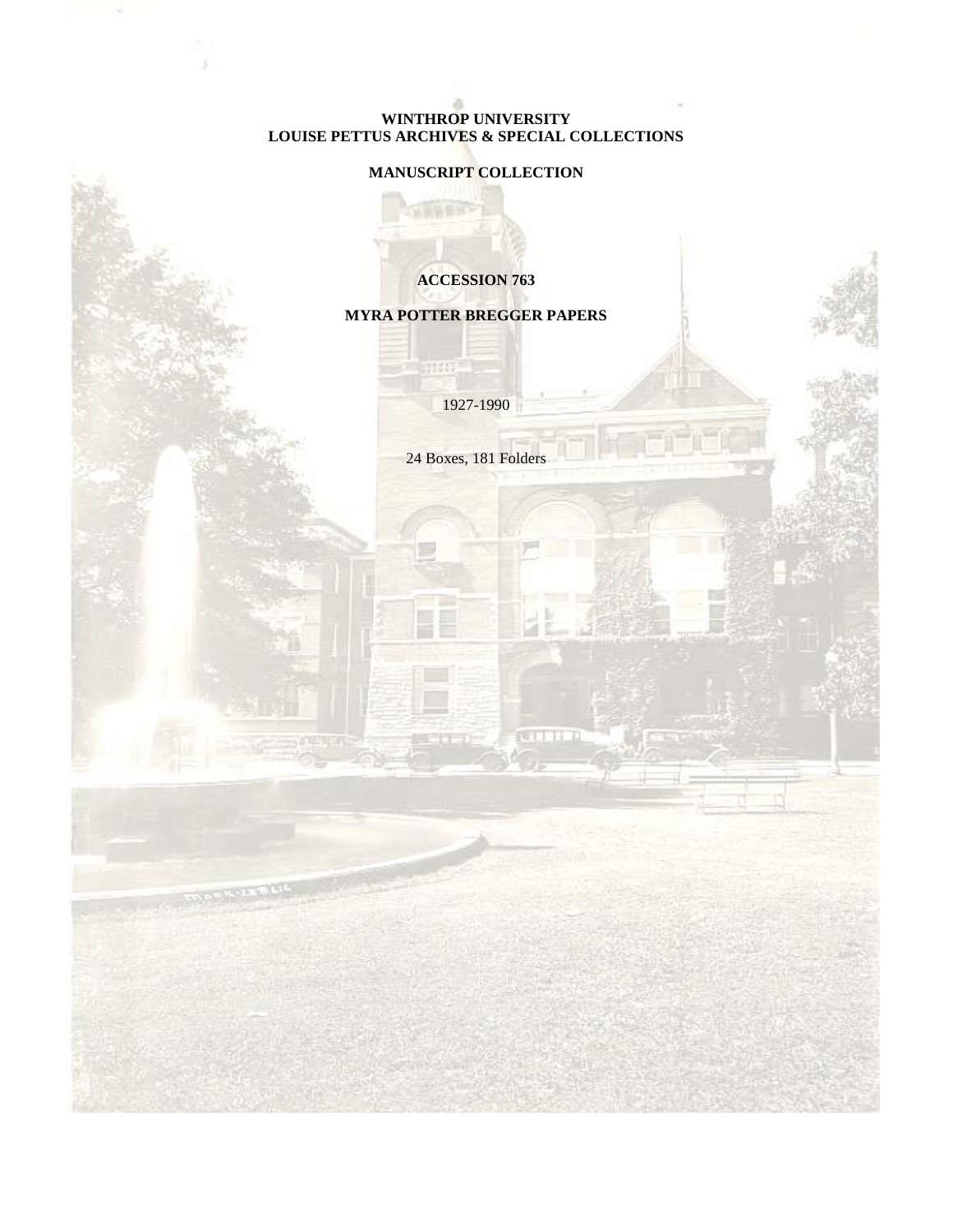**WINTHROP UNIVERSITY**
**LOUISE PETTUS ARCHIVES & SPECIAL COLLECTIONS**

**MANUSCRIPT COLLECTION**

**ACCESSION 763**

**MYRA POTTER BREGGER PAPERS**

1927-1990

24 Boxes, 181 Folders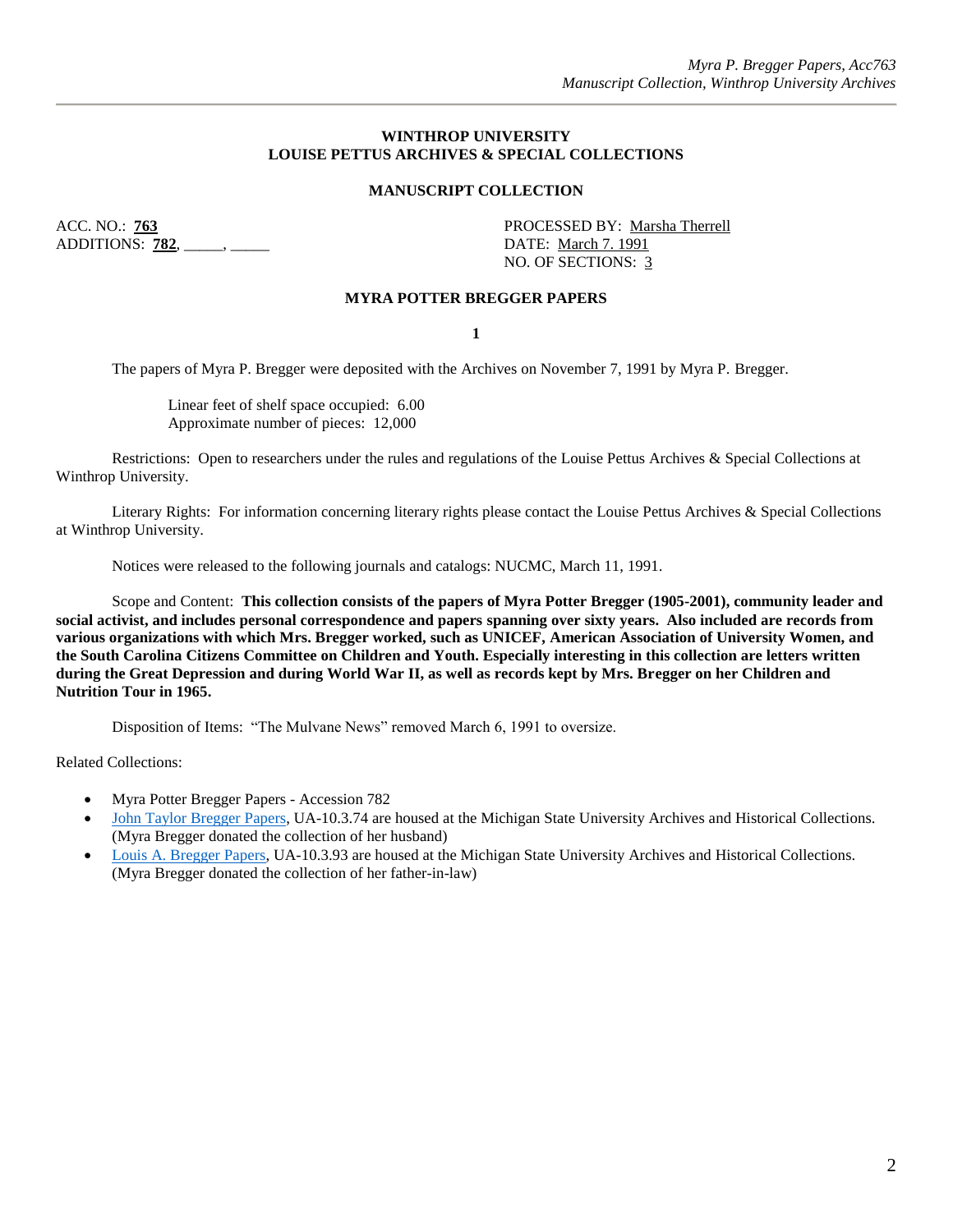**WINTHROP UNIVERSITY**
**LOUISE PETTUS ARCHIVES & SPECIAL COLLECTIONS**

**MANUSCRIPT COLLECTION**

ACC. NO.: **763**
ADDITIONS: **782**, _____, _____

PROCESSED BY: Marsha Therrell
DATE: March 7. 1991
NO. OF SECTIONS: 3

**MYRA POTTER BREGGER PAPERS**

**1**

The papers of Myra P. Bregger were deposited with the Archives on November 7, 1991 by Myra P. Bregger.

Linear feet of shelf space occupied: 6.00
Approximate number of pieces: 12,000

Restrictions: Open to researchers under the rules and regulations of the Louise Pettus Archives & Special Collections at Winthrop University.

Literary Rights: For information concerning literary rights please contact the Louise Pettus Archives & Special Collections at Winthrop University.

Notices were released to the following journals and catalogs: NUCMC, March 11, 1991.

Scope and Content: **This collection consists of the papers of Myra Potter Bregger (1905-2001), community leader and social activist, and includes personal correspondence and papers spanning over sixty years. Also included are records from various organizations with which Mrs. Bregger worked, such as UNICEF, American Association of University Women, and the South Carolina Citizens Committee on Children and Youth. Especially interesting in this collection are letters written during the Great Depression and during World War II, as well as records kept by Mrs. Bregger on her Children and Nutrition Tour in 1965.**

Disposition of Items: "The Mulvane News" removed March 6, 1991 to oversize.

Related Collections:

- Myra Potter Bregger Papers - Accession 782
- John Taylor Bregger Papers, UA-10.3.74 are housed at the Michigan State University Archives and Historical Collections. (Myra Bregger donated the collection of her husband)
- Louis A. Bregger Papers, UA-10.3.93 are housed at the Michigan State University Archives and Historical Collections. (Myra Bregger donated the collection of her father-in-law)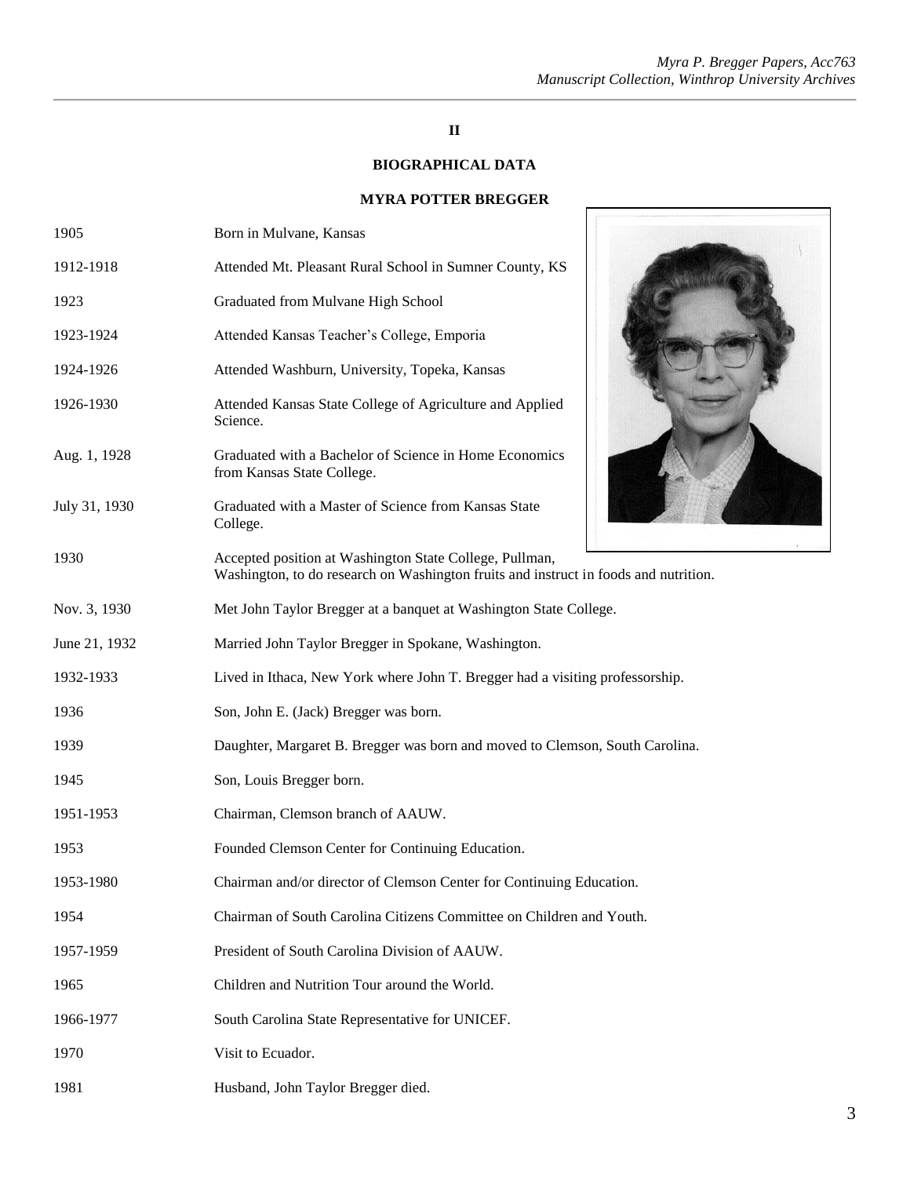**II**

**BIOGRAPHICAL DATA**

**MYRA POTTER BREGGER**

| | |
|---|---|
| 1905 | Born in Mulvane, Kansas |
| 1912-1918 | Attended Mt. Pleasant Rural School in Sumner County, KS |
| 1923 | Graduated from Mulvane High School |
| 1923-1924 | Attended Kansas Teacher's College, Emporia |
| 1924-1926 | Attended Washburn, University, Topeka, Kansas |
| 1926-1930 | Attended Kansas State College of Agriculture and Applied Science. |
| Aug. 1, 1928 | Graduated with a Bachelor of Science in Home Economics from Kansas State College. |
| July 31, 1930 | Graduated with a Master of Science from Kansas State College. |
| 1930 | Accepted position at Washington State College, Pullman, Washington, to do research on Washington fruits and instruct in foods and nutrition. |
| Nov. 3, 1930 | Met John Taylor Bregger at a banquet at Washington State College. |
| June 21, 1932 | Married John Taylor Bregger in Spokane, Washington. |
| 1932-1933 | Lived in Ithaca, New York where John T. Bregger had a visiting professorship. |
| 1936 | Son, John E. (Jack) Bregger was born. |
| 1939 | Daughter, Margaret B. Bregger was born and moved to Clemson, South Carolina. |
| 1945 | Son, Louis Bregger born. |
| 1951-1953 | Chairman, Clemson branch of AAUW. |
| 1953 | Founded Clemson Center for Continuing Education. |
| 1953-1980 | Chairman and/or director of Clemson Center for Continuing Education. |
| 1954 | Chairman of South Carolina Citizens Committee on Children and Youth. |
| 1957-1959 | President of South Carolina Division of AAUW. |
| 1965 | Children and Nutrition Tour around the World. |
| 1966-1977 | South Carolina State Representative for UNICEF. |
| 1970 | Visit to Ecuador. |
| 1981 | Husband, John Taylor Bregger died. |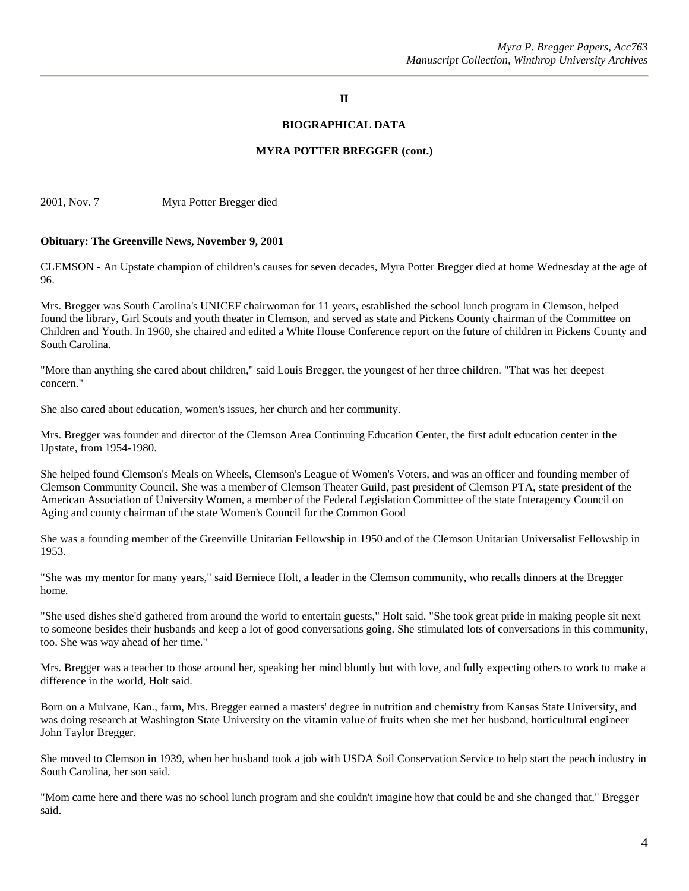**II**

**BIOGRAPHICAL DATA**

**MYRA POTTER BREGGER (cont.)**

2001, Nov. 7 Myra Potter Bregger died

**Obituary: The Greenville News, November 9, 2001**

CLEMSON - An Upstate champion of children's causes for seven decades, Myra Potter Bregger died at home Wednesday at the age of 96.

Mrs. Bregger was South Carolina's UNICEF chairwoman for 11 years, established the school lunch program in Clemson, helped found the library, Girl Scouts and youth theater in Clemson, and served as state and Pickens County chairman of the Committee on Children and Youth. In 1960, she chaired and edited a White House Conference report on the future of children in Pickens County and South Carolina.

"More than anything she cared about children," said Louis Bregger, the youngest of her three children. "That was her deepest concern."

She also cared about education, women's issues, her church and her community.

Mrs. Bregger was founder and director of the Clemson Area Continuing Education Center, the first adult education center in the Upstate, from 1954-1980.

She helped found Clemson's Meals on Wheels, Clemson's League of Women's Voters, and was an officer and founding member of Clemson Community Council. She was a member of Clemson Theater Guild, past president of Clemson PTA, state president of the American Association of University Women, a member of the Federal Legislation Committee of the state Interagency Council on Aging and county chairman of the state Women's Council for the Common Good

She was a founding member of the Greenville Unitarian Fellowship in 1950 and of the Clemson Unitarian Universalist Fellowship in 1953.

"She was my mentor for many years," said Berniece Holt, a leader in the Clemson community, who recalls dinners at the Bregger home.

"She used dishes she'd gathered from around the world to entertain guests," Holt said. "She took great pride in making people sit next to someone besides their husbands and keep a lot of good conversations going. She stimulated lots of conversations in this community, too. She was way ahead of her time."

Mrs. Bregger was a teacher to those around her, speaking her mind bluntly but with love, and fully expecting others to work to make a difference in the world, Holt said.

Born on a Mulvane, Kan., farm, Mrs. Bregger earned a masters' degree in nutrition and chemistry from Kansas State University, and was doing research at Washington State University on the vitamin value of fruits when she met her husband, horticultural engineer John Taylor Bregger.

She moved to Clemson in 1939, when her husband took a job with USDA Soil Conservation Service to help start the peach industry in South Carolina, her son said.

"Mom came here and there was no school lunch program and she couldn't imagine how that could be and she changed that," Bregger said.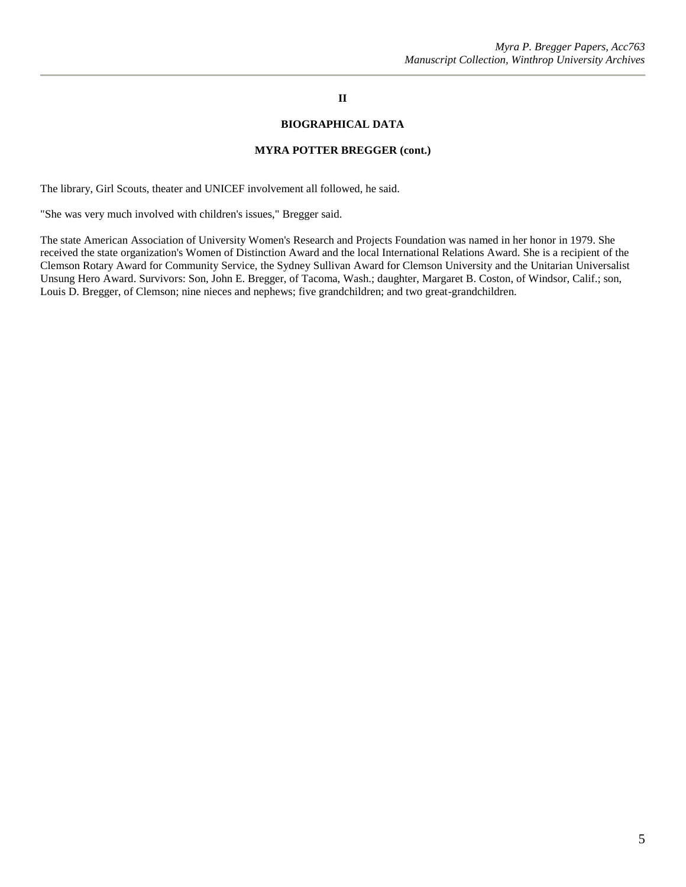## II

## BIOGRAPHICAL DATA

### MYRA POTTER BREGGER (cont.)

The library, Girl Scouts, theater and UNICEF involvement all followed, he said.

"She was very much involved with children's issues," Bregger said.

The state American Association of University Women's Research and Projects Foundation was named in her honor in 1979. She received the state organization's Women of Distinction Award and the local International Relations Award. She is a recipient of the Clemson Rotary Award for Community Service, the Sydney Sullivan Award for Clemson University and the Unitarian Universalist Unsung Hero Award. Survivors: Son, John E. Bregger, of Tacoma, Wash.; daughter, Margaret B. Coston, of Windsor, Calif.; son, Louis D. Bregger, of Clemson; nine nieces and nephews; five grandchildren; and two great-grandchildren.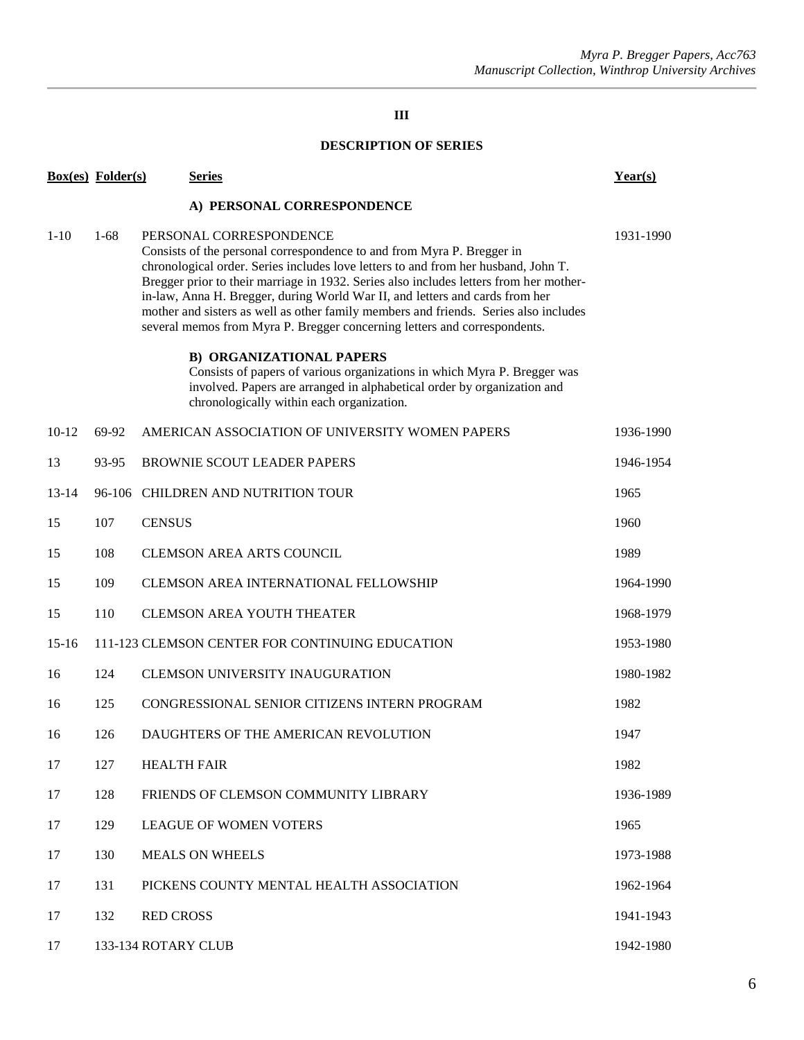## III

## DESCRIPTION OF SERIES

| Box(es) | Folder(s) | Series | Year(s) |
|---|---|---|---|
| | | **A) PERSONAL CORRESPONDENCE** | |
| 1-10 | 1-68 | PERSONAL CORRESPONDENCE<br>Consists of the personal correspondence to and from Myra P. Bregger in chronological order. Series includes love letters to and from her husband, John T. Bregger prior to their marriage in 1932. Series also includes letters from her mother-in-law, Anna H. Bregger, during World War II, and letters and cards from her mother and sisters as well as other family members and friends. Series also includes several memos from Myra P. Bregger concerning letters and correspondents. | 1931-1990 |
| | | **B) ORGANIZATIONAL PAPERS**<br>Consists of papers of various organizations in which Myra P. Bregger was involved. Papers are arranged in alphabetical order by organization and chronologically within each organization. | |
| 10-12 | 69-92 | AMERICAN ASSOCIATION OF UNIVERSITY WOMEN PAPERS | 1936-1990 |
| 13 | 93-95 | BROWNIE SCOUT LEADER PAPERS | 1946-1954 |
| 13-14 | 96-106 | CHILDREN AND NUTRITION TOUR | 1965 |
| 15 | 107 | CENSUS | 1960 |
| 15 | 108 | CLEMSON AREA ARTS COUNCIL | 1989 |
| 15 | 109 | CLEMSON AREA INTERNATIONAL FELLOWSHIP | 1964-1990 |
| 15 | 110 | CLEMSON AREA YOUTH THEATER | 1968-1979 |
| 15-16 | 111-123 | CLEMSON CENTER FOR CONTINUING EDUCATION | 1953-1980 |
| 16 | 124 | CLEMSON UNIVERSITY INAUGURATION | 1980-1982 |
| 16 | 125 | CONGRESSIONAL SENIOR CITIZENS INTERN PROGRAM | 1982 |
| 16 | 126 | DAUGHTERS OF THE AMERICAN REVOLUTION | 1947 |
| 17 | 127 | HEALTH FAIR | 1982 |
| 17 | 128 | FRIENDS OF CLEMSON COMMUNITY LIBRARY | 1936-1989 |
| 17 | 129 | LEAGUE OF WOMEN VOTERS | 1965 |
| 17 | 130 | MEALS ON WHEELS | 1973-1988 |
| 17 | 131 | PICKENS COUNTY MENTAL HEALTH ASSOCIATION | 1962-1964 |
| 17 | 132 | RED CROSS | 1941-1943 |
| 17 | 133-134 | ROTARY CLUB | 1942-1980 |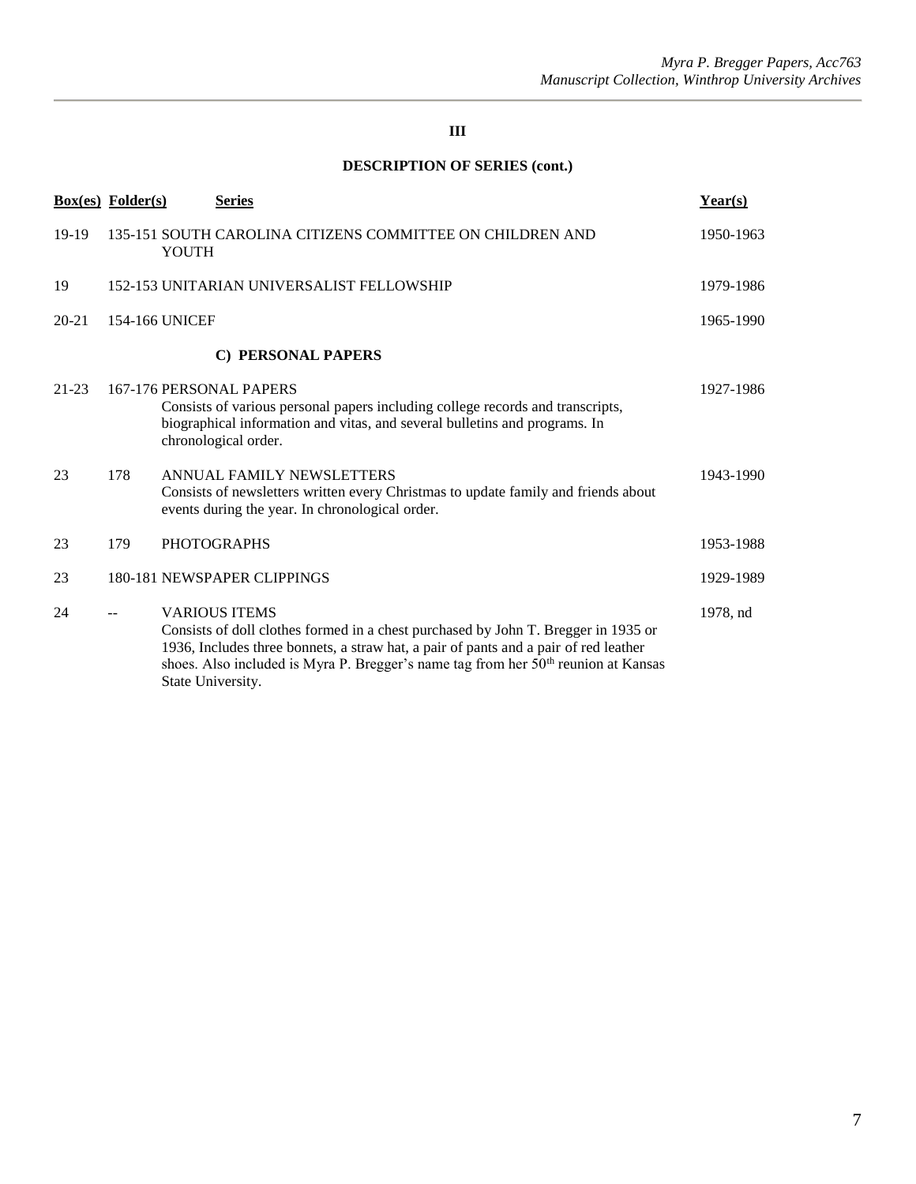## III

## DESCRIPTION OF SERIES (cont.)

| Box(es) | Folder(s) | Series | Year(s) |
|---|---|---|---|
| 19-19 | 135-151 | SOUTH CAROLINA CITIZENS COMMITTEE ON CHILDREN AND YOUTH | 1950-1963 |
| 19 | 152-153 | UNITARIAN UNIVERSALIST FELLOWSHIP | 1979-1986 |
| 20-21 | 154-166 | UNICEF | 1965-1990 |
| | | **C) PERSONAL PAPERS** | |
| 21-23 | 167-176 | PERSONAL PAPERS<br>Consists of various personal papers including college records and transcripts, biographical information and vitas, and several bulletins and programs. In chronological order. | 1927-1986 |
| 23 | 178 | ANNUAL FAMILY NEWSLETTERS<br>Consists of newsletters written every Christmas to update family and friends about events during the year. In chronological order. | 1943-1990 |
| 23 | 179 | PHOTOGRAPHS | 1953-1988 |
| 23 | 180-181 | NEWSPAPER CLIPPINGS | 1929-1989 |
| 24 | -- | VARIOUS ITEMS<br>Consists of doll clothes formed in a chest purchased by John T. Bregger in 1935 or 1936, Includes three bonnets, a straw hat, a pair of pants and a pair of red leather shoes. Also included is Myra P. Bregger's name tag from her 50th reunion at Kansas State University. | 1978, nd |